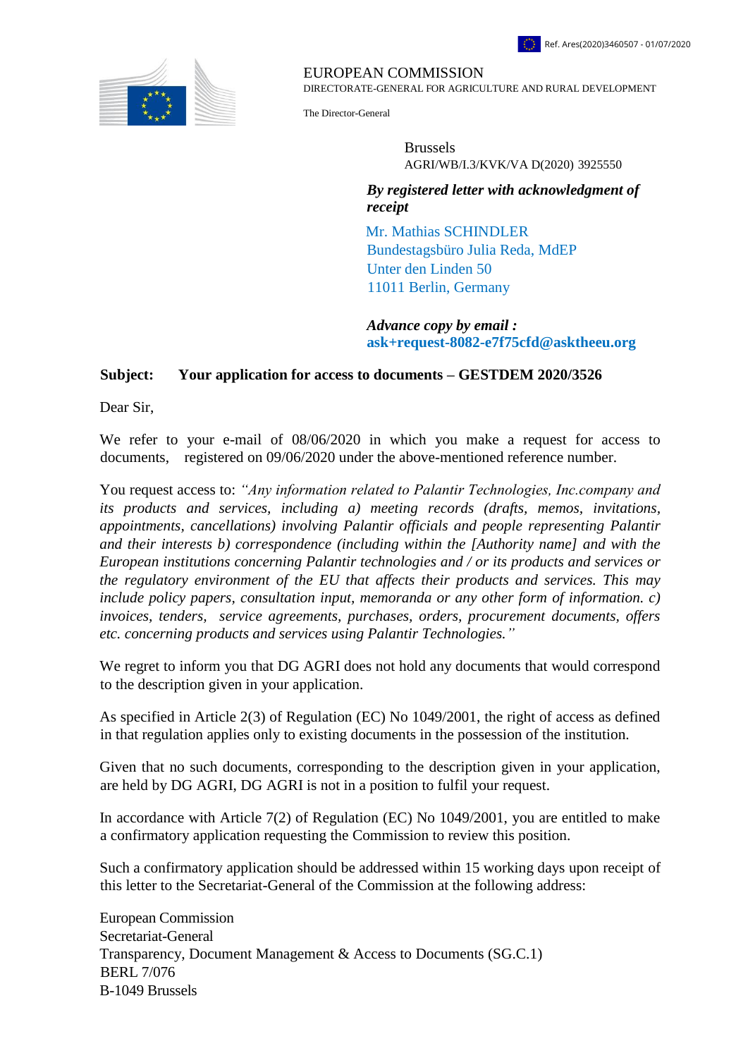Ref. Ares(2020)3460507 - 01/07/2020

EUROPEAN COMMISSION
DIRECTORATE-GENERAL FOR AGRICULTURE AND RURAL DEVELOPMENT

The Director-General

Brussels
AGRI/WB/I.3/KVK/VA D(2020) 3925550

***By registered letter with acknowledgment of receipt***

Mr. Mathias SCHINDLER
Bundestagsbüro Julia Reda, MdEP
Unter den Linden 50
11011 Berlin, Germany

***Advance copy by email :***
**ask+request-8082-e7f75cfd@asktheeu.org**

**Subject: Your application for access to documents – GESTDEM 2020/3526**

Dear Sir,

We refer to your e-mail of 08/06/2020 in which you make a request for access to documents, registered on 09/06/2020 under the above-mentioned reference number.

You request access to: *"Any information related to Palantir Technologies, Inc.company and its products and services, including a) meeting records (drafts, memos, invitations, appointments, cancellations) involving Palantir officials and people representing Palantir and their interests b) correspondence (including within the [Authority name] and with the European institutions concerning Palantir technologies and / or its products and services or the regulatory environment of the EU that affects their products and services. This may include policy papers, consultation input, memoranda or any other form of information. c) invoices, tenders, service agreements, purchases, orders, procurement documents, offers etc. concerning products and services using Palantir Technologies."*

We regret to inform you that DG AGRI does not hold any documents that would correspond to the description given in your application.

As specified in Article 2(3) of Regulation (EC) No 1049/2001, the right of access as defined in that regulation applies only to existing documents in the possession of the institution.

Given that no such documents, corresponding to the description given in your application, are held by DG AGRI, DG AGRI is not in a position to fulfil your request.

In accordance with Article 7(2) of Regulation (EC) No 1049/2001, you are entitled to make a confirmatory application requesting the Commission to review this position.

Such a confirmatory application should be addressed within 15 working days upon receipt of this letter to the Secretariat-General of the Commission at the following address:

European Commission
Secretariat-General
Transparency, Document Management & Access to Documents (SG.C.1)
BERL 7/076
B-1049 Brussels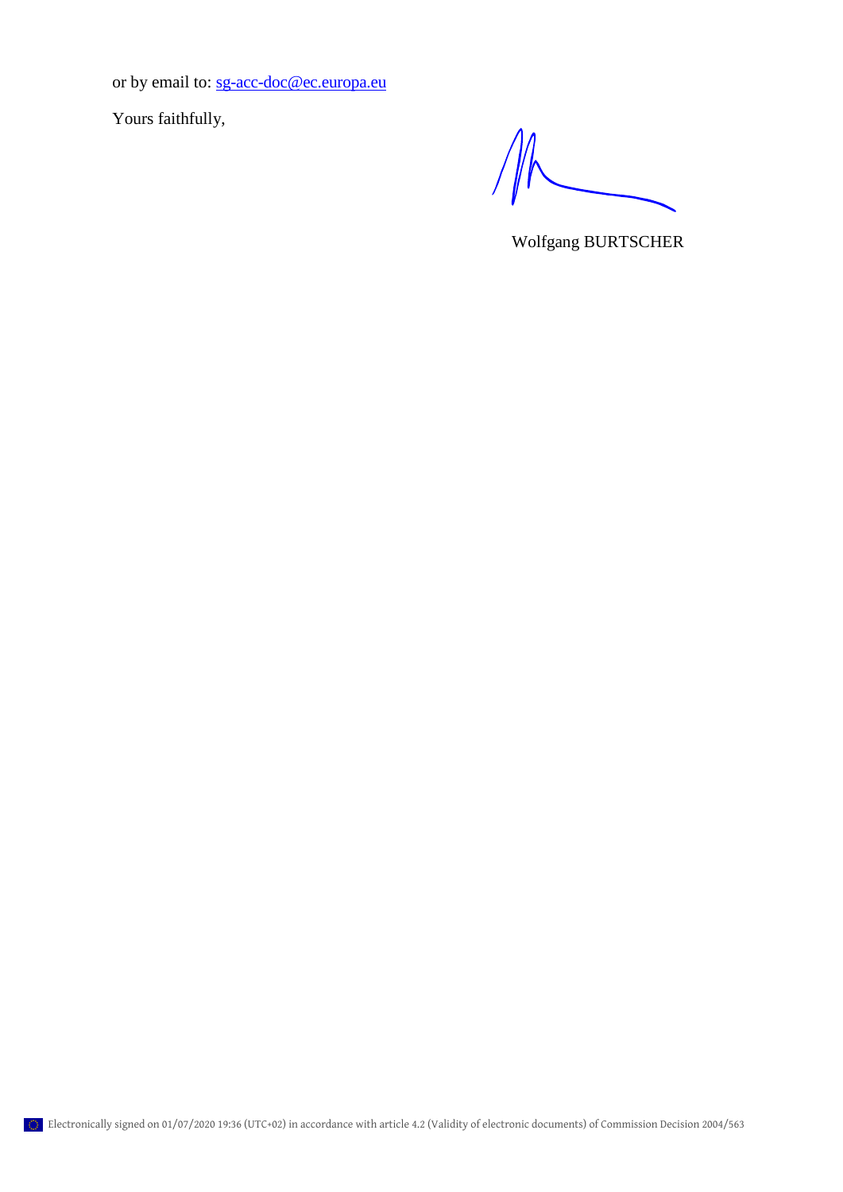or by email to: sg-acc-doc@ec.europa.eu

Yours faithfully,

Wolfgang BURTSCHER

Electronically signed on 01/07/2020 19:36 (UTC+02) in accordance with article 4.2 (Validity of electronic documents) of Commission Decision 2004/563